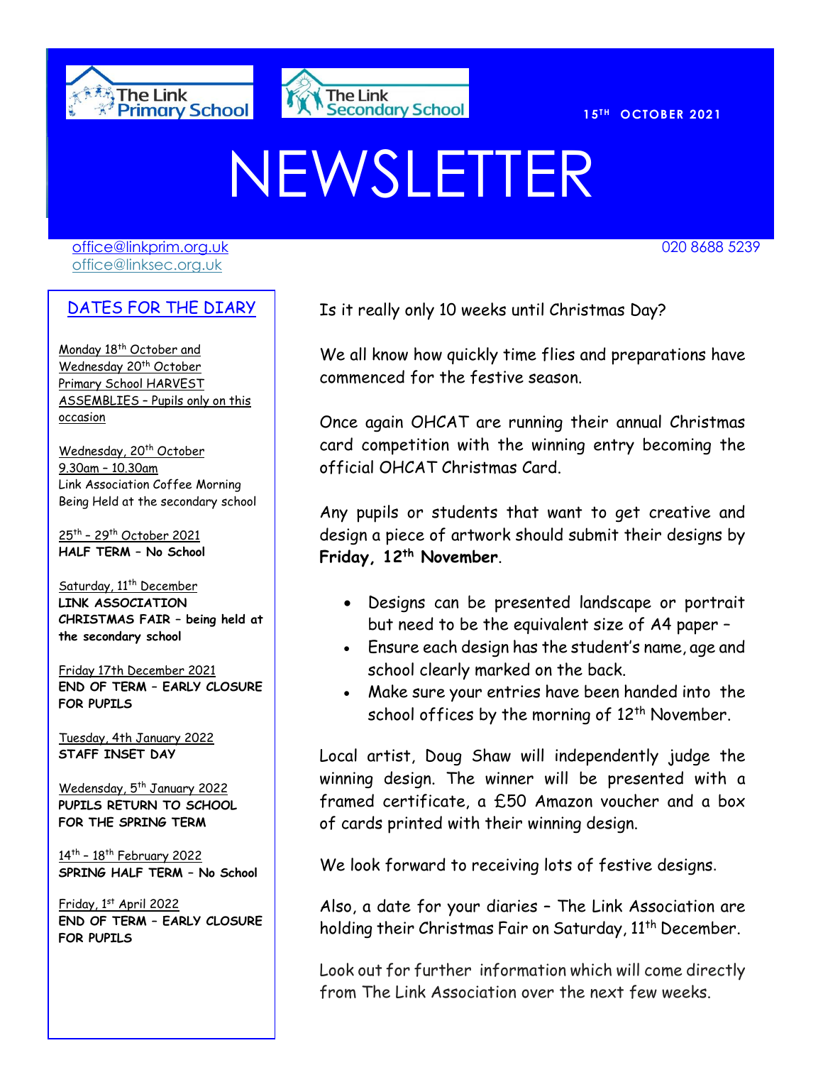The Link Primary School

The Link Secondary School

15TH OCTOBER 2021

# NEWSLETTER

office@linkprim.org.uk
office@linksec.org.uk

020 8688 5239

## DATES FOR THE DIARY

Monday 18th October and Wednesday 20th October
Primary School HARVEST ASSEMBLIES – Pupils only on this occasion

Wednesday, 20th October
9.30am – 10.30am
Link Association Coffee Morning
Being Held at the secondary school

25th – 29th October 2021
**HALF TERM – No School**

Saturday, 11th December
**LINK ASSOCIATION CHRISTMAS FAIR – being held at the secondary school**

Friday 17th December 2021
**END OF TERM – EARLY CLOSURE FOR PUPILS**

Tuesday, 4th January 2022
**STAFF INSET DAY**

Wedensday, 5th January 2022
**PUPILS RETURN TO SCHOOL FOR THE SPRING TERM**

14th – 18th February 2022
**SPRING HALF TERM – No School**

Friday, 1st April 2022
**END OF TERM – EARLY CLOSURE FOR PUPILS**

Is it really only 10 weeks until Christmas Day?

We all know how quickly time flies and preparations have commenced for the festive season.

Once again OHCAT are running their annual Christmas card competition with the winning entry becoming the official OHCAT Christmas Card.

Any pupils or students that want to get creative and design a piece of artwork should submit their designs by **Friday, 12th November**.

- Designs can be presented landscape or portrait but need to be the equivalent size of A4 paper –
- Ensure each design has the student's name, age and school clearly marked on the back.
- Make sure your entries have been handed into the school offices by the morning of 12th November.

Local artist, Doug Shaw will independently judge the winning design. The winner will be presented with a framed certificate, a £50 Amazon voucher and a box of cards printed with their winning design.

We look forward to receiving lots of festive designs.

Also, a date for your diaries – The Link Association are holding their Christmas Fair on Saturday, 11th December.

Look out for further information which will come directly from The Link Association over the next few weeks.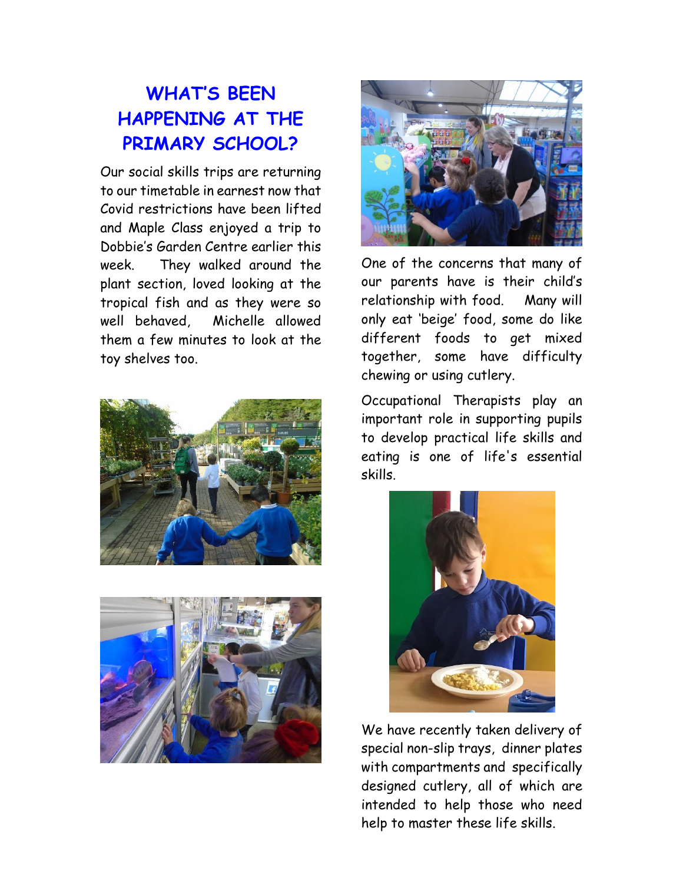# WHAT'S BEEN HAPPENING AT THE PRIMARY SCHOOL?

Our social skills trips are returning to our timetable in earnest now that Covid restrictions have been lifted and Maple Class enjoyed a trip to Dobbie's Garden Centre earlier this week. They walked around the plant section, loved looking at the tropical fish and as they were so well behaved, Michelle allowed them a few minutes to look at the toy shelves too.

One of the concerns that many of our parents have is their child's relationship with food. Many will only eat 'beige' food, some do like different foods to get mixed together, some have difficulty chewing or using cutlery.

Occupational Therapists play an important role in supporting pupils to develop practical life skills and eating is one of life's essential skills.

We have recently taken delivery of special non-slip trays, dinner plates with compartments and specifically designed cutlery, all of which are intended to help those who need help to master these life skills.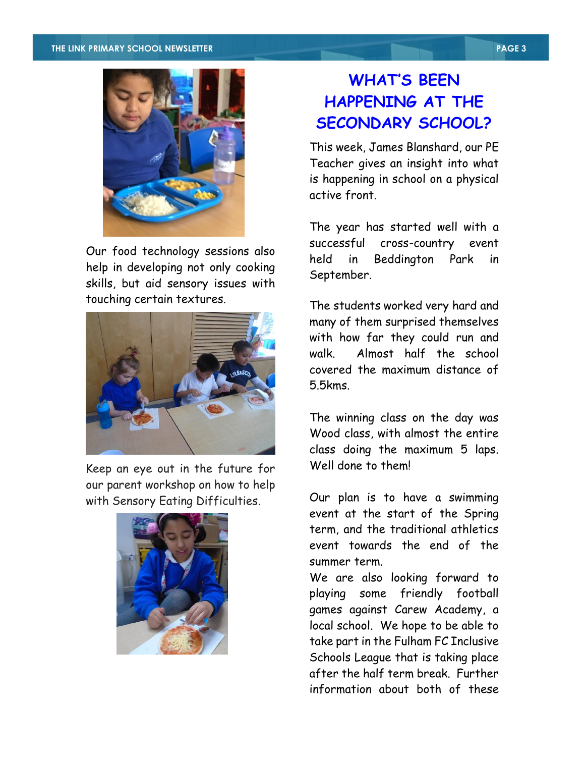Our food technology sessions also help in developing not only cooking skills, but aid sensory issues with touching certain textures.

Keep an eye out in the future for our parent workshop on how to help with Sensory Eating Difficulties.

## WHAT'S BEEN HAPPENING AT THE SECONDARY SCHOOL?

This week, James Blanshard, our PE Teacher gives an insight into what is happening in school on a physical active front.

The year has started well with a successful cross-country event held in Beddington Park in September.

The students worked very hard and many of them surprised themselves with how far they could run and walk. Almost half the school covered the maximum distance of 5.5kms.

The winning class on the day was Wood class, with almost the entire class doing the maximum 5 laps. Well done to them!

Our plan is to have a swimming event at the start of the Spring term, and the traditional athletics event towards the end of the summer term.

We are also looking forward to playing some friendly football games against Carew Academy, a local school. We hope to be able to take part in the Fulham FC Inclusive Schools League that is taking place after the half term break. Further information about both of these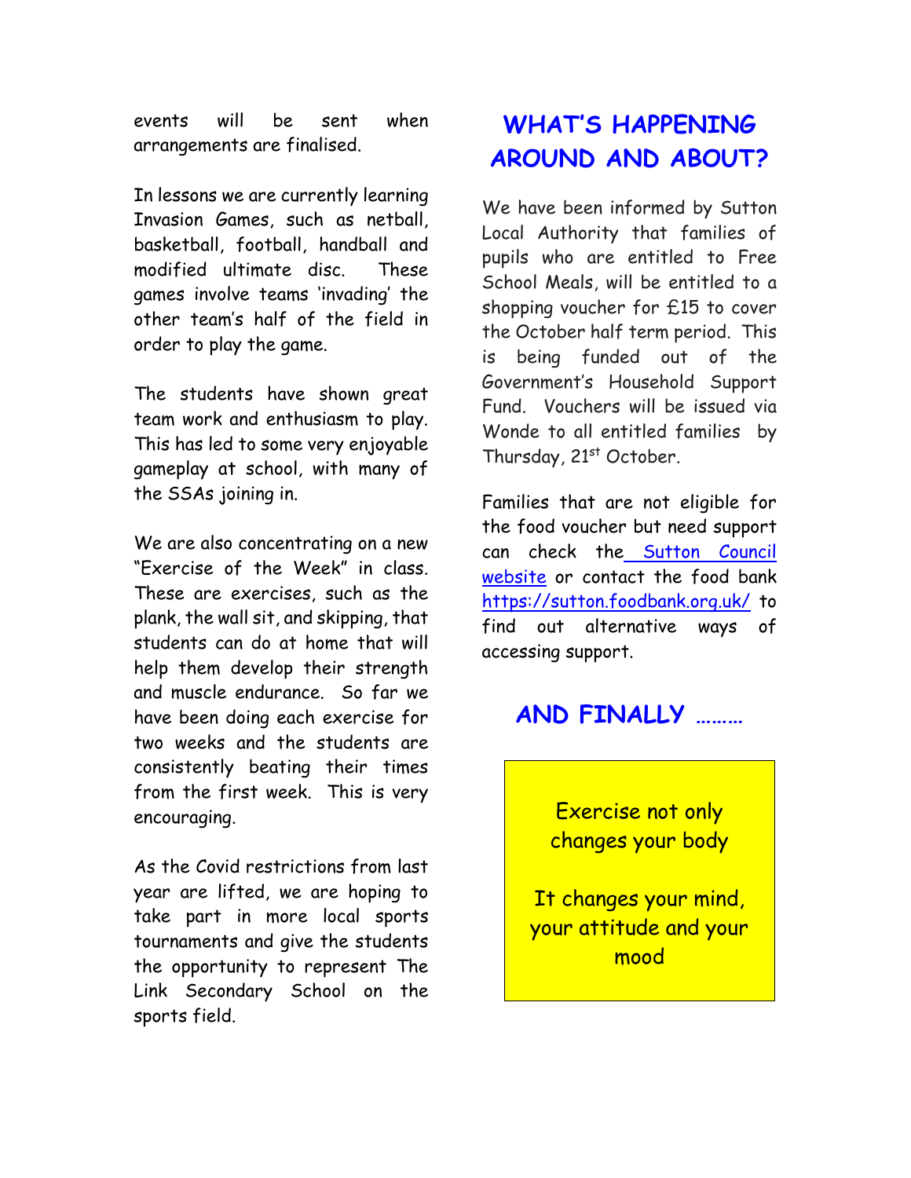events will be sent when arrangements are finalised.

In lessons we are currently learning Invasion Games, such as netball, basketball, football, handball and modified ultimate disc. These games involve teams 'invading' the other team's half of the field in order to play the game.

The students have shown great team work and enthusiasm to play. This has led to some very enjoyable gameplay at school, with many of the SSAs joining in.

We are also concentrating on a new "Exercise of the Week" in class. These are exercises, such as the plank, the wall sit, and skipping, that students can do at home that will help them develop their strength and muscle endurance. So far we have been doing each exercise for two weeks and the students are consistently beating their times from the first week. This is very encouraging.

As the Covid restrictions from last year are lifted, we are hoping to take part in more local sports tournaments and give the students the opportunity to represent The Link Secondary School on the sports field.

## WHAT'S HAPPENING AROUND AND ABOUT?

We have been informed by Sutton Local Authority that families of pupils who are entitled to Free School Meals, will be entitled to a shopping voucher for £15 to cover the October half term period. This is being funded out of the Government's Household Support Fund. Vouchers will be issued via Wonde to all entitled families by Thursday, 21st October.

Families that are not eligible for the food voucher but need support can check the Sutton Council website or contact the food bank https://sutton.foodbank.org.uk/ to find out alternative ways of accessing support.

## AND FINALLY ………

Exercise not only changes your body

It changes your mind, your attitude and your mood